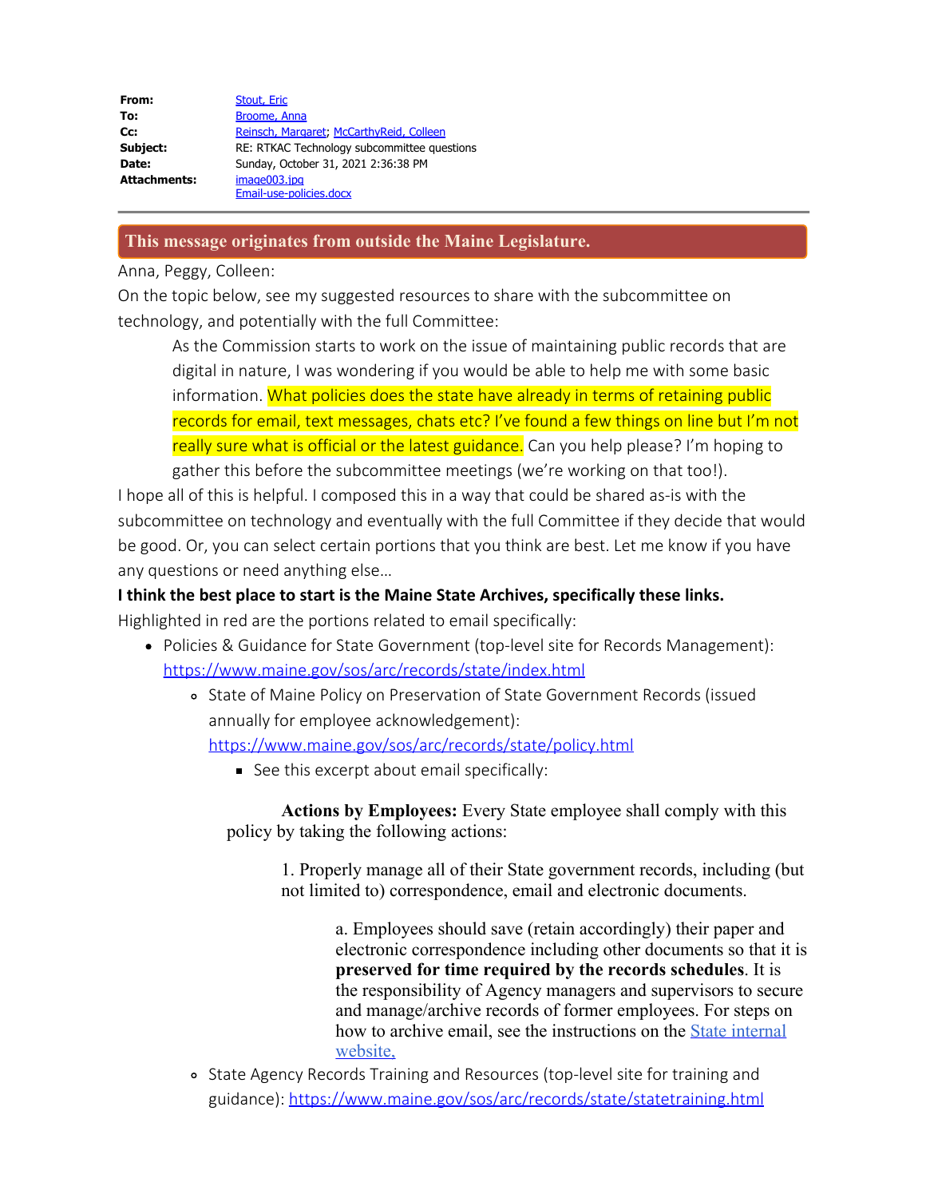**From:** Stout, Eric
**To:** Broome, Anna
**Cc:** Reinsch, Margaret; McCarthyReid, Colleen
**Subject:** RE: RTKAC Technology subcommittee questions
**Date:** Sunday, October 31, 2021 2:36:38 PM
**Attachments:** image003.jpg
Email-use-policies.docx

---

**This message originates from outside the Maine Legislature.**

Anna, Peggy, Colleen:

On the topic below, see my suggested resources to share with the subcommittee on technology, and potentially with the full Committee:

> As the Commission starts to work on the issue of maintaining public records that are digital in nature, I was wondering if you would be able to help me with some basic information. What policies does the state have already in terms of retaining public records for email, text messages, chats etc? I've found a few things on line but I'm not really sure what is official or the latest guidance. Can you help please? I'm hoping to gather this before the subcommittee meetings (we're working on that too!).

I hope all of this is helpful. I composed this in a way that could be shared as-is with the subcommittee on technology and eventually with the full Committee if they decide that would be good. Or, you can select certain portions that you think are best. Let me know if you have any questions or need anything else…

**I think the best place to start is the Maine State Archives, specifically these links.**

Highlighted in red are the portions related to email specifically:

- Policies & Guidance for State Government (top-level site for Records Management): https://www.maine.gov/sos/arc/records/state/index.html
  - State of Maine Policy on Preservation of State Government Records (issued annually for employee acknowledgement): https://www.maine.gov/sos/arc/records/state/policy.html
    - See this excerpt about email specifically:

      > **Actions by Employees:** Every State employee shall comply with this policy by taking the following actions:
      >
      > 1. Properly manage all of their State government records, including (but not limited to) correspondence, email and electronic documents.
      >
      >    a. Employees should save (retain accordingly) their paper and electronic correspondence including other documents so that it is **preserved for time required by the records schedules**. It is the responsibility of Agency managers and supervisors to secure and manage/archive records of former employees. For steps on how to archive email, see the instructions on the State internal website.
  - State Agency Records Training and Resources (top-level site for training and guidance): https://www.maine.gov/sos/arc/records/state/statetraining.html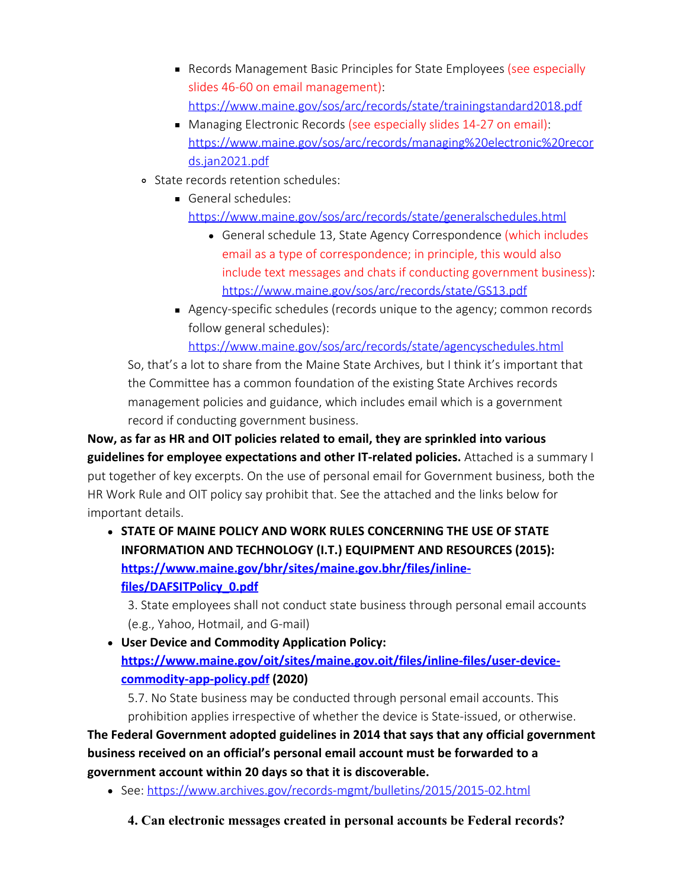- Records Management Basic Principles for State Employees (see especially slides 46-60 on email management): https://www.maine.gov/sos/arc/records/state/trainingstandard2018.pdf
        - Managing Electronic Records (see especially slides 14-27 on email): https://www.maine.gov/sos/arc/records/managing%20electronic%20records.jan2021.pdf
    - State records retention schedules:
        - General schedules: https://www.maine.gov/sos/arc/records/state/generalschedules.html
            - General schedule 13, State Agency Correspondence (which includes email as a type of correspondence; in principle, this would also include text messages and chats if conducting government business): https://www.maine.gov/sos/arc/records/state/GS13.pdf
        - Agency-specific schedules (records unique to the agency; common records follow general schedules): https://www.maine.gov/sos/arc/records/state/agencyschedules.html

    So, that's a lot to share from the Maine State Archives, but I think it's important that the Committee has a common foundation of the existing State Archives records management policies and guidance, which includes email which is a government record if conducting government business.

**Now, as far as HR and OIT policies related to email, they are sprinkled into various guidelines for employee expectations and other IT-related policies.** Attached is a summary I put together of key excerpts. On the use of personal email for Government business, both the HR Work Rule and OIT policy say prohibit that. See the attached and the links below for important details.

- **STATE OF MAINE POLICY AND WORK RULES CONCERNING THE USE OF STATE INFORMATION AND TECHNOLOGY (I.T.) EQUIPMENT AND RESOURCES (2015): [https://www.maine.gov/bhr/sites/maine.gov.bhr/files/inline-files/DAFSITPolicy_0.pdf](https://www.maine.gov/bhr/sites/maine.gov.bhr/files/inline-files/DAFSITPolicy_0.pdf)**

    3. State employees shall not conduct state business through personal email accounts (e.g., Yahoo, Hotmail, and G-mail)

- **User Device and Commodity Application Policy: [https://www.maine.gov/oit/sites/maine.gov.oit/files/inline-files/user-device-commodity-app-policy.pdf](https://www.maine.gov/oit/sites/maine.gov.oit/files/inline-files/user-device-commodity-app-policy.pdf) (2020)**

    5.7. No State business may be conducted through personal email accounts. This prohibition applies irrespective of whether the device is State-issued, or otherwise.

**The Federal Government adopted guidelines in 2014 that says that any official government business received on an official's personal email account must be forwarded to a government account within 20 days so that it is discoverable.**

- See: https://www.archives.gov/records-mgmt/bulletins/2015/2015-02.html

    **4. Can electronic messages created in personal accounts be Federal records?**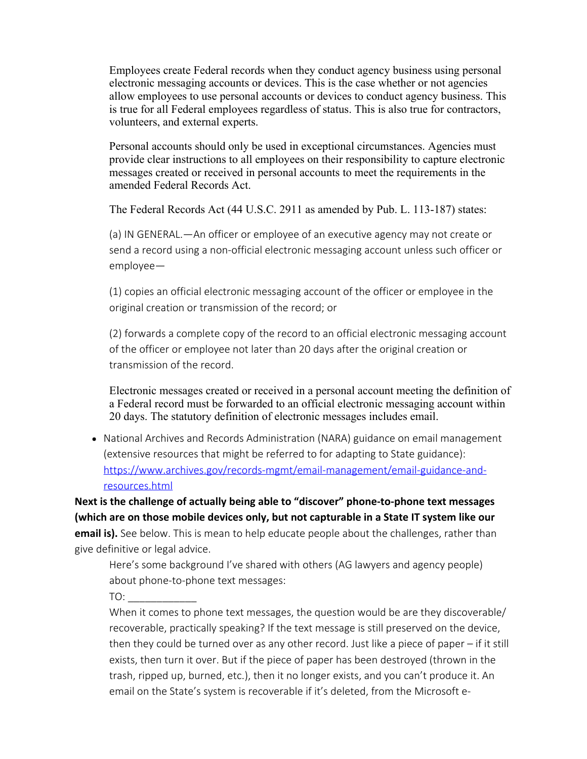Employees create Federal records when they conduct agency business using personal electronic messaging accounts or devices. This is the case whether or not agencies allow employees to use personal accounts or devices to conduct agency business. This is true for all Federal employees regardless of status. This is also true for contractors, volunteers, and external experts.

Personal accounts should only be used in exceptional circumstances. Agencies must provide clear instructions to all employees on their responsibility to capture electronic messages created or received in personal accounts to meet the requirements in the amended Federal Records Act.

The Federal Records Act (44 U.S.C. 2911 as amended by Pub. L. 113-187) states:

(a) IN GENERAL.—An officer or employee of an executive agency may not create or send a record using a non-official electronic messaging account unless such officer or employee—

(1) copies an official electronic messaging account of the officer or employee in the original creation or transmission of the record; or

(2) forwards a complete copy of the record to an official electronic messaging account of the officer or employee not later than 20 days after the original creation or transmission of the record.

Electronic messages created or received in a personal account meeting the definition of a Federal record must be forwarded to an official electronic messaging account within 20 days. The statutory definition of electronic messages includes email.

- National Archives and Records Administration (NARA) guidance on email management (extensive resources that might be referred to for adapting to State guidance): [https://www.archives.gov/records-mgmt/email-management/email-guidance-and-resources.html](https://www.archives.gov/records-mgmt/email-management/email-guidance-and-resources.html)

**Next is the challenge of actually being able to "discover" phone-to-phone text messages (which are on those mobile devices only, but not capturable in a State IT system like our email is).** See below. This is mean to help educate people about the challenges, rather than give definitive or legal advice.

Here's some background I've shared with others (AG lawyers and agency people) about phone-to-phone text messages:

TO: ____________

When it comes to phone text messages, the question would be are they discoverable/ recoverable, practically speaking? If the text message is still preserved on the device, then they could be turned over as any other record. Just like a piece of paper – if it still exists, then turn it over. But if the piece of paper has been destroyed (thrown in the trash, ripped up, burned, etc.), then it no longer exists, and you can't produce it. An email on the State's system is recoverable if it's deleted, from the Microsoft e-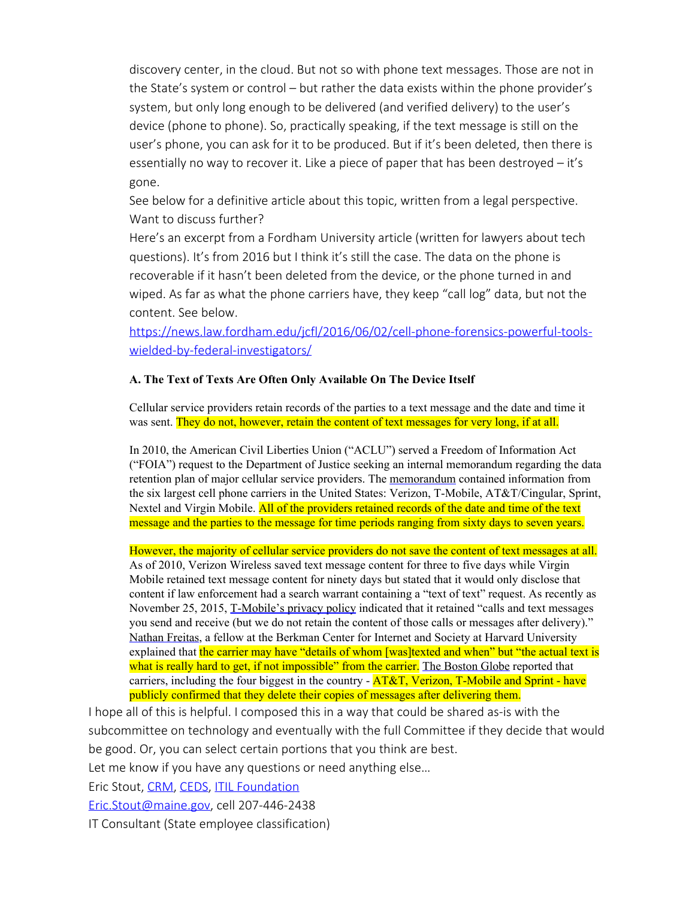discovery center, in the cloud. But not so with phone text messages. Those are not in the State's system or control – but rather the data exists within the phone provider's system, but only long enough to be delivered (and verified delivery) to the user's device (phone to phone). So, practically speaking, if the text message is still on the user's phone, you can ask for it to be produced. But if it's been deleted, then there is essentially no way to recover it. Like a piece of paper that has been destroyed – it's gone.

See below for a definitive article about this topic, written from a legal perspective.

Want to discuss further?

Here's an excerpt from a Fordham University article (written for lawyers about tech questions). It's from 2016 but I think it's still the case. The data on the phone is recoverable if it hasn't been deleted from the device, or the phone turned in and wiped. As far as what the phone carriers have, they keep "call log" data, but not the content. See below.

https://news.law.fordham.edu/jcfl/2016/06/02/cell-phone-forensics-powerful-tools-wielded-by-federal-investigators/

**A. The Text of Texts Are Often Only Available On The Device Itself**

Cellular service providers retain records of the parties to a text message and the date and time it was sent. They do not, however, retain the content of text messages for very long, if at all.

In 2010, the American Civil Liberties Union ("ACLU") served a Freedom of Information Act ("FOIA") request to the Department of Justice seeking an internal memorandum regarding the data retention plan of major cellular service providers. The memorandum contained information from the six largest cell phone carriers in the United States: Verizon, T-Mobile, AT&T/Cingular, Sprint, Nextel and Virgin Mobile. All of the providers retained records of the date and time of the text message and the parties to the message for time periods ranging from sixty days to seven years.

However, the majority of cellular service providers do not save the content of text messages at all. As of 2010, Verizon Wireless saved text message content for three to five days while Virgin Mobile retained text message content for ninety days but stated that it would only disclose that content if law enforcement had a search warrant containing a "text of text" request. As recently as November 25, 2015, T-Mobile's privacy policy indicated that it retained "calls and text messages you send and receive (but we do not retain the content of those calls or messages after delivery)." Nathan Freitas, a fellow at the Berkman Center for Internet and Society at Harvard University explained that the carrier may have "details of whom [was]texted and when" but "the actual text is what is really hard to get, if not impossible" from the carrier. The Boston Globe reported that carriers, including the four biggest in the country - AT&T, Verizon, T-Mobile and Sprint - have publicly confirmed that they delete their copies of messages after delivering them.

I hope all of this is helpful. I composed this in a way that could be shared as-is with the subcommittee on technology and eventually with the full Committee if they decide that would be good. Or, you can select certain portions that you think are best.

Let me know if you have any questions or need anything else…

Eric Stout, CRM, CEDS, ITIL Foundation

Eric.Stout@maine.gov, cell 207-446-2438

IT Consultant (State employee classification)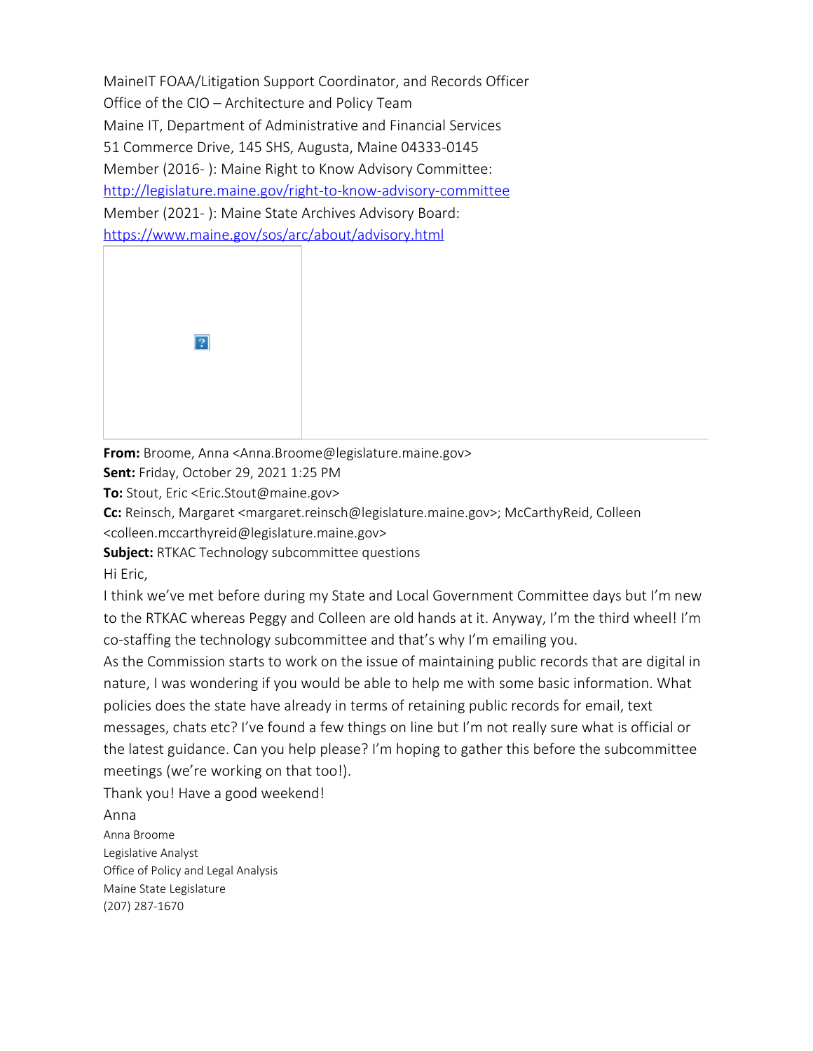MaineIT FOAA/Litigation Support Coordinator, and Records Officer
Office of the CIO – Architecture and Policy Team
Maine IT, Department of Administrative and Financial Services
51 Commerce Drive, 145 SHS, Augusta, Maine 04333-0145
Member (2016- ): Maine Right to Know Advisory Committee:
http://legislature.maine.gov/right-to-know-advisory-committee
Member (2021- ): Maine State Archives Advisory Board:
https://www.maine.gov/sos/arc/about/advisory.html

**From:** Broome, Anna <Anna.Broome@legislature.maine.gov>
**Sent:** Friday, October 29, 2021 1:25 PM
**To:** Stout, Eric <Eric.Stout@maine.gov>
**Cc:** Reinsch, Margaret <margaret.reinsch@legislature.maine.gov>; McCarthyReid, Colleen <colleen.mccarthyreid@legislature.maine.gov>
**Subject:** RTKAC Technology subcommittee questions

Hi Eric,

I think we've met before during my State and Local Government Committee days but I'm new to the RTKAC whereas Peggy and Colleen are old hands at it. Anyway, I'm the third wheel! I'm co-staffing the technology subcommittee and that's why I'm emailing you.

As the Commission starts to work on the issue of maintaining public records that are digital in nature, I was wondering if you would be able to help me with some basic information. What policies does the state have already in terms of retaining public records for email, text messages, chats etc? I've found a few things on line but I'm not really sure what is official or the latest guidance. Can you help please? I'm hoping to gather this before the subcommittee meetings (we're working on that too!).

Thank you! Have a good weekend!

Anna

Anna Broome
Legislative Analyst
Office of Policy and Legal Analysis
Maine State Legislature
(207) 287-1670